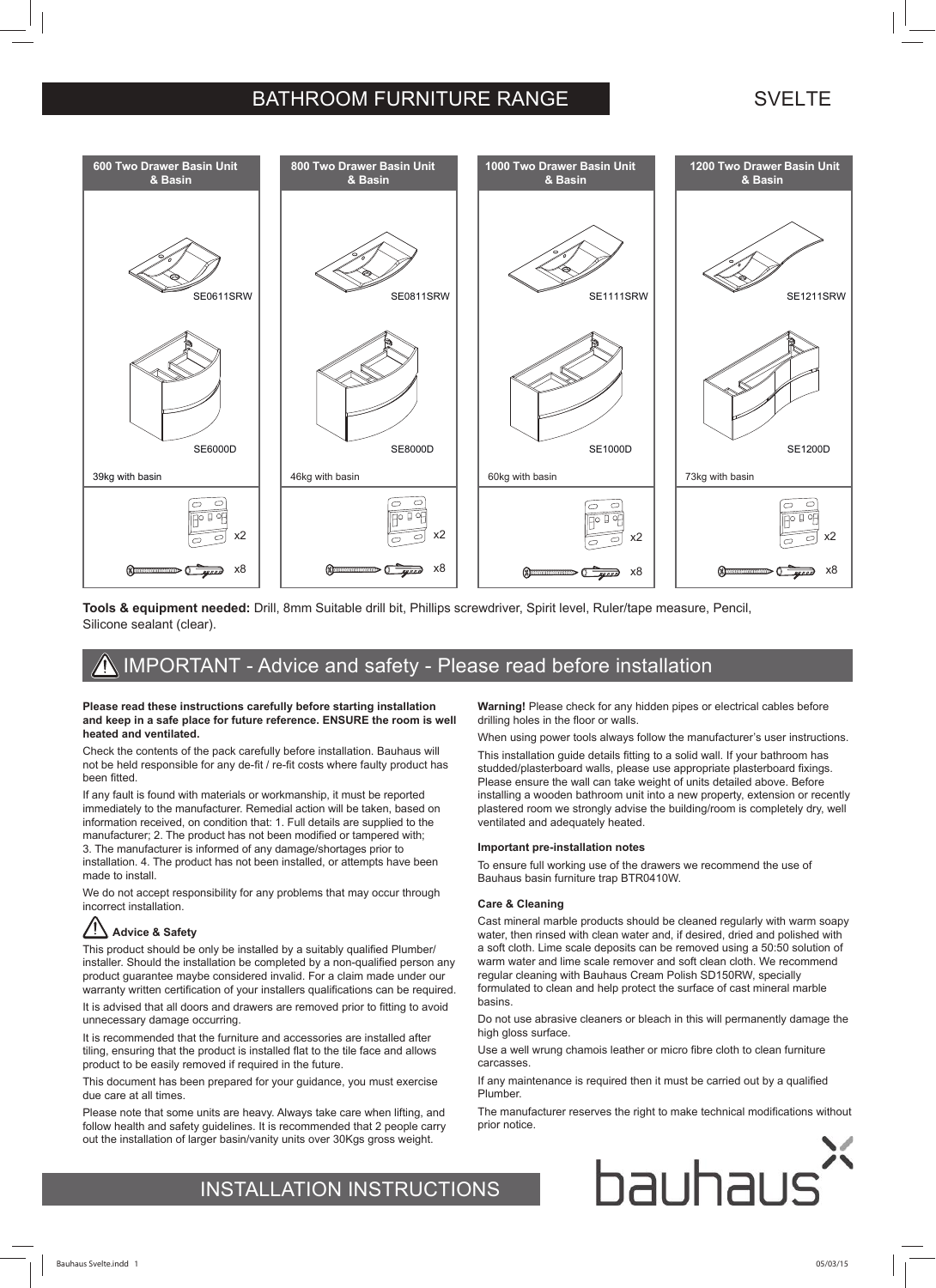# BATHROOM FURNITURE RANGE

SVELTE

| 600 Two Drawer Basin Unit & Basin | 800 Two Drawer Basin Unit & Basin | 1000 Two Drawer Basin Unit & Basin | 1200 Two Drawer Basin Unit & Basin |
|---|---|---|---|
| SE0611SRW | SE0811SRW | SE1111SRW | SE1211SRW |
| SE6000D | SE8000D | SE1000D | SE1200D |
| 39kg with basin | 46kg with basin | 60kg with basin | 73kg with basin |
| x2 | x2 | x2 | x2 |
| x8 | x8 | x8 | x8 |

**Tools & equipment needed:** Drill, 8mm Suitable drill bit, Phillips screwdriver, Spirit level, Ruler/tape measure, Pencil, Silicone sealant (clear).

## IMPORTANT - Advice and safety - Please read before installation

**Please read these instructions carefully before starting installation and keep in a safe place for future reference. ENSURE the room is well heated and ventilated.**

Check the contents of the pack carefully before installation. Bauhaus will not be held responsible for any de-fit / re-fit costs where faulty product has been fitted.

If any fault is found with materials or workmanship, it must be reported immediately to the manufacturer. Remedial action will be taken, based on information received, on condition that: 1. Full details are supplied to the manufacturer; 2. The product has not been modified or tampered with; 3. The manufacturer is informed of any damage/shortages prior to installation. 4. The product has not been installed, or attempts have been made to install.

We do not accept responsibility for any problems that may occur through incorrect installation.

### Advice & Safety

This product should be only be installed by a suitably qualified Plumber/ installer. Should the installation be completed by a non-qualified person any product guarantee maybe considered invalid. For a claim made under our warranty written certification of your installers qualifications can be required.

It is advised that all doors and drawers are removed prior to fitting to avoid unnecessary damage occurring.

It is recommended that the furniture and accessories are installed after tiling, ensuring that the product is installed flat to the tile face and allows product to be easily removed if required in the future.

This document has been prepared for your guidance, you must exercise due care at all times.

Please note that some units are heavy. Always take care when lifting, and follow health and safety guidelines. It is recommended that 2 people carry out the installation of larger basin/vanity units over 30Kgs gross weight.

**Warning!** Please check for any hidden pipes or electrical cables before drilling holes in the floor or walls.

When using power tools always follow the manufacturer's user instructions.

This installation guide details fitting to a solid wall. If your bathroom has studded/plasterboard walls, please use appropriate plasterboard fixings. Please ensure the wall can take weight of units detailed above. Before installing a wooden bathroom unit into a new property, extension or recently plastered room we strongly advise the building/room is completely dry, well ventilated and adequately heated.

#### Important pre-installation notes

To ensure full working use of the drawers we recommend the use of Bauhaus basin furniture trap BTR0410W.

#### Care & Cleaning

Cast mineral marble products should be cleaned regularly with warm soapy water, then rinsed with clean water and, if desired, dried and polished with a soft cloth. Lime scale deposits can be removed using a 50:50 solution of warm water and lime scale remover and soft clean cloth. We recommend regular cleaning with Bauhaus Cream Polish SD150RW, specially formulated to clean and help protect the surface of cast mineral marble basins.

Do not use abrasive cleaners or bleach in this will permanently damage the high gloss surface.

Use a well wrung chamois leather or micro fibre cloth to clean furniture carcasses.

If any maintenance is required then it must be carried out by a qualified Plumber.

The manufacturer reserves the right to make technical modifications without prior notice.

# INSTALLATION INSTRUCTIONS

bauhaus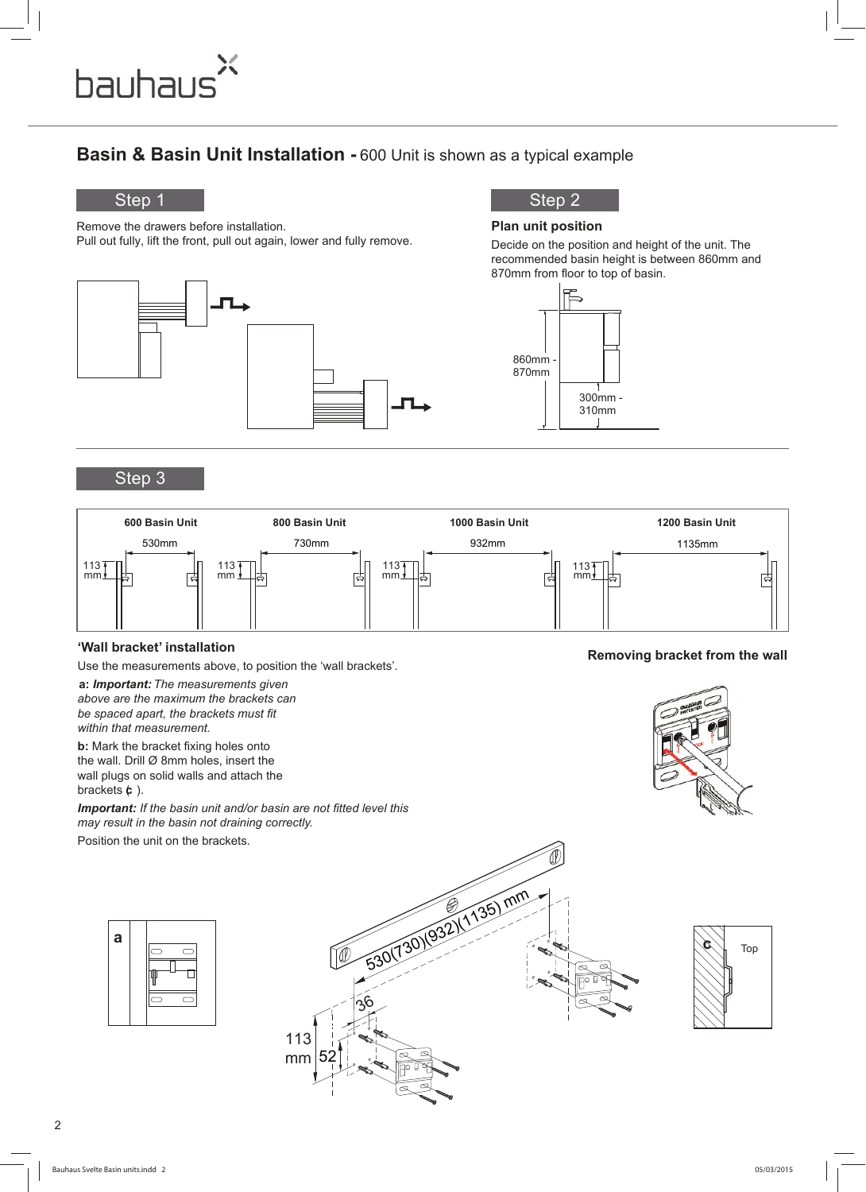## Basin & Basin Unit Installation - 600 Unit is shown as a typical example

### Step 1

Remove the drawers before installation.
Pull out fully, lift the front, pull out again, lower and fully remove.

### Step 2

**Plan unit position**

Decide on the position and height of the unit. The recommended basin height is between 860mm and 870mm from floor to top of basin.

860mm - 870mm

300mm - 310mm

### Step 3

600 Basin Unit
530mm
113 mm

800 Basin Unit
730mm
113 mm

1000 Basin Unit
932mm
113 mm

1200 Basin Unit
1135mm
113 mm

**'Wall bracket' installation**

Use the measurements above, to position the 'wall brackets'.

**a:** ***Important:*** *The measurements given above are the maximum the brackets can be spaced apart, the brackets must fit within that measurement.*

**b:** Mark the bracket fixing holes onto the wall. Drill Ø 8mm holes, insert the wall plugs on solid walls and attach the brackets ( c ).

***Important:*** *If the basin unit and/or basin are not fitted level this may result in the basin not draining correctly.*

Position the unit on the brackets.

**Removing bracket from the wall**

a

530(730)(932)(1135) mm

36

113 mm

52

c

Top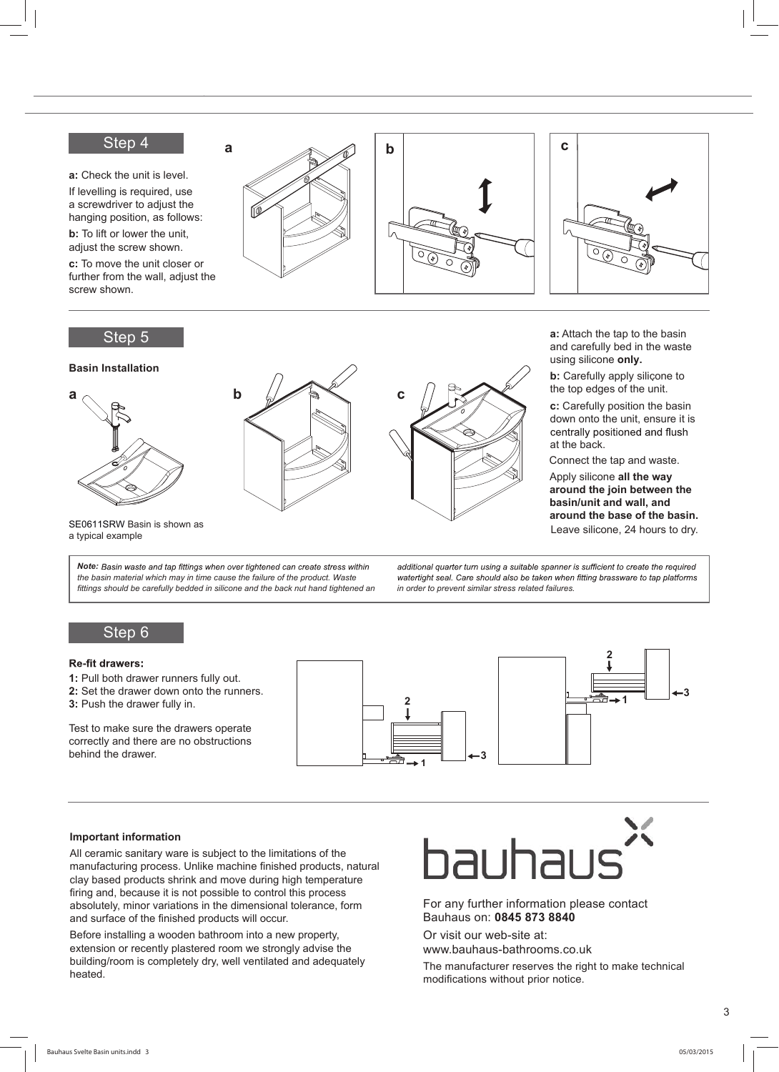## Step 4

**a:** Check the unit is level.

If levelling is required, use a screwdriver to adjust the hanging position, as follows:

**b:** To lift or lower the unit, adjust the screw shown.

**c:** To move the unit closer or further from the wall, adjust the screw shown.

a

b

c

## Step 5

**Basin Installation**

a

b

c

SE0611SRW Basin is shown as a typical example

**a:** Attach the tap to the basin and carefully bed in the waste using silicone **only.**

**b:** Carefully apply siliçone to the top edges of the unit.

**c:** Carefully position the basin down onto the unit, ensure it is centrally positioned and flush at the back.

Connect the tap and waste.

Apply silicone **all the way around the join between the basin/unit and wall, and around the base of the basin.**

Leave silicone, 24 hours to dry.

***Note:*** *Basin waste and tap fittings when over tightened can create stress within the basin material which may in time cause the failure of the product. Waste fittings should be carefully bedded in silicone and the back nut hand tightened an additional quarter turn using a suitable spanner is sufficient to create the required watertight seal. Care should also be taken when fitting brassware to tap platforms in order to prevent stress related failures.*

## Step 6

**Re-fit drawers:**

**1:** Pull both drawer runners fully out.
**2:** Set the drawer down onto the runners.
**3:** Push the drawer fully in.

Test to make sure the drawers operate correctly and there are no obstructions behind the drawer.

2
3
1

2
3
1

**Important information**

All ceramic sanitary ware is subject to the limitations of the manufacturing process. Unlike machine finished products, natural clay based products shrink and move during high temperature firing and, because it is not possible to control this process absolutely, minor variations in the dimensional tolerance, form and surface of the finished products will occur.

Before installing a wooden bathroom into a new property, extension or recently plastered room we strongly advise the building/room is completely dry, well ventilated and adequately heated.

bauhaus

For any further information please contact Bauhaus on: **0845 873 8840**

Or visit our web-site at:
www.bauhaus-bathrooms.co.uk

The manufacturer reserves the right to make technical modifications without prior notice.